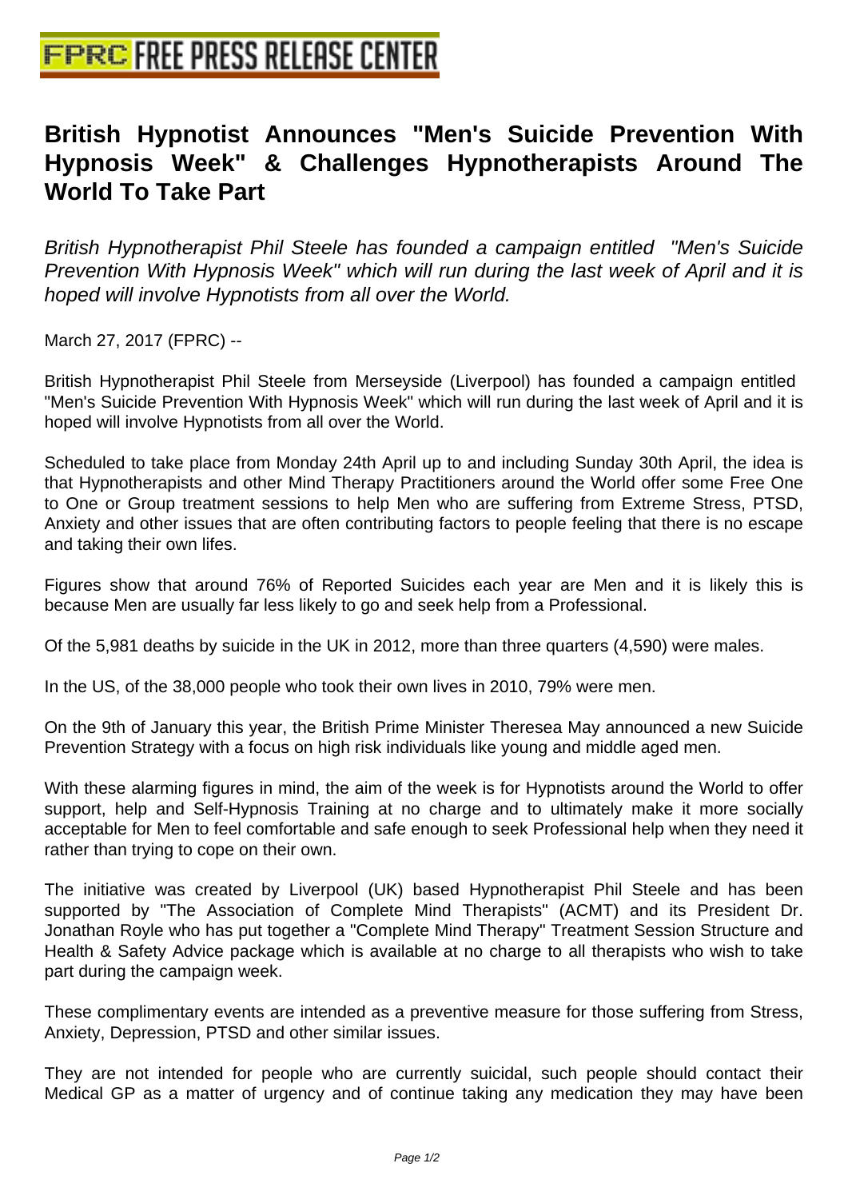# British Hypnotist Announces "Men's Suicide Prevention With Hypnosis Week" & Challenges Hypnotherapists Around The World To Take Part

*British Hypnotherapist Phil Steele has founded a campaign entitled "Men's Suicide Prevention With Hypnosis Week" which will run during the last week of April and it is hoped will involve Hypnotists from all over the World.*

March 27, 2017 (FPRC) --

British Hypnotherapist Phil Steele from Merseyside (Liverpool) has founded a campaign entitled "Men's Suicide Prevention With Hypnosis Week" which will run during the last week of April and it is hoped will involve Hypnotists from all over the World.

Scheduled to take place from Monday 24th April up to and including Sunday 30th April, the idea is that Hypnotherapists and other Mind Therapy Practitioners around the World offer some Free One to One or Group treatment sessions to help Men who are suffering from Extreme Stress, PTSD, Anxiety and other issues that are often contributing factors to people feeling that there is no escape and taking their own lifes.

Figures show that around 76% of Reported Suicides each year are Men and it is likely this is because Men are usually far less likely to go and seek help from a Professional.

Of the 5,981 deaths by suicide in the UK in 2012, more than three quarters (4,590) were males.

In the US, of the 38,000 people who took their own lives in 2010, 79% were men.

On the 9th of January this year, the British Prime Minister Theresea May announced a new Suicide Prevention Strategy with a focus on high risk individuals like young and middle aged men.

With these alarming figures in mind, the aim of the week is for Hypnotists around the World to offer support, help and Self-Hypnosis Training at no charge and to ultimately make it more socially acceptable for Men to feel comfortable and safe enough to seek Professional help when they need it rather than trying to cope on their own.

The initiative was created by Liverpool (UK) based Hypnotherapist Phil Steele and has been supported by "The Association of Complete Mind Therapists" (ACMT) and its President Dr. Jonathan Royle who has put together a "Complete Mind Therapy" Treatment Session Structure and Health & Safety Advice package which is available at no charge to all therapists who wish to take part during the campaign week.

These complimentary events are intended as a preventive measure for those suffering from Stress, Anxiety, Depression, PTSD and other similar issues.

They are not intended for people who are currently suicidal, such people should contact their Medical GP as a matter of urgency and of continue taking any medication they may have been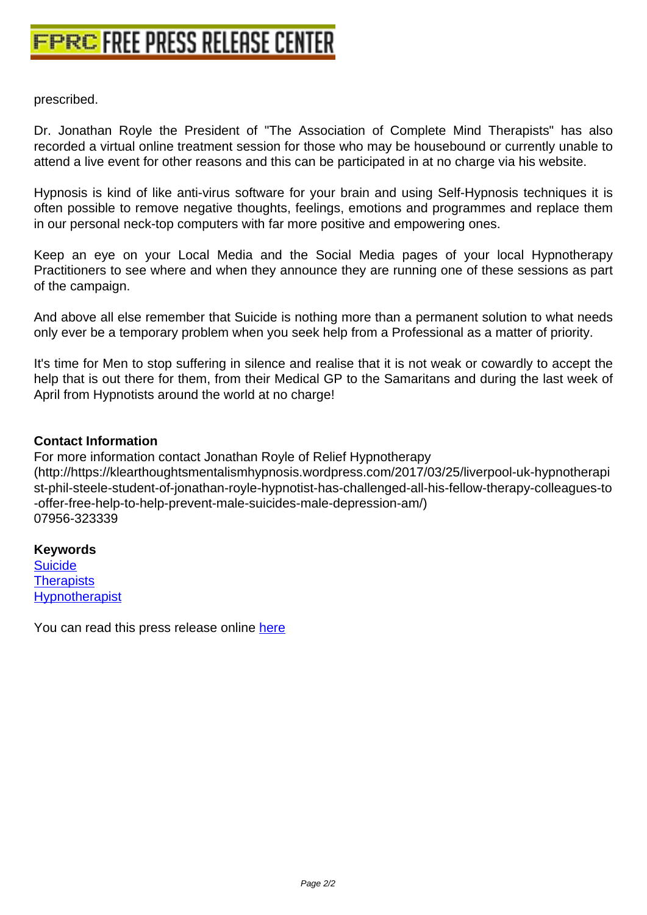prescribed.

Dr. Jonathan Royle the President of "The Association of Complete Mind Therapists" has also recorded a virtual online treatment session for those who may be housebound or currently unable to attend a live event for other reasons and this can be participated in at no charge via his website.

Hypnosis is kind of like anti-virus software for your brain and using Self-Hypnosis techniques it is often possible to remove negative thoughts, feelings, emotions and programmes and replace them in our personal neck-top computers with far more positive and empowering ones.

Keep an eye on your Local Media and the Social Media pages of your local Hypnotherapy Practitioners to see where and when they announce they are running one of these sessions as part of the campaign.

And above all else remember that Suicide is nothing more than a permanent solution to what needs only ever be a temporary problem when you seek help from a Professional as a matter of priority.

It's time for Men to stop suffering in silence and realise that it is not weak or cowardly to accept the help that is out there for them, from their Medical GP to the Samaritans and during the last week of April from Hypnotists around the world at no charge!

**Contact Information**
For more information contact Jonathan Royle of Relief Hypnotherapy (http://https://klearthoughtsmentalismhypnosis.wordpress.com/2017/03/25/liverpool-uk-hypnotherapist-phil-steele-student-of-jonathan-royle-hypnotist-has-challenged-all-his-fellow-therapy-colleagues-to-offer-free-help-to-help-prevent-male-suicides-male-depression-am/)
07956-323339

**Keywords**
Suicide
Therapists
Hypnotherapist

You can read this press release online here